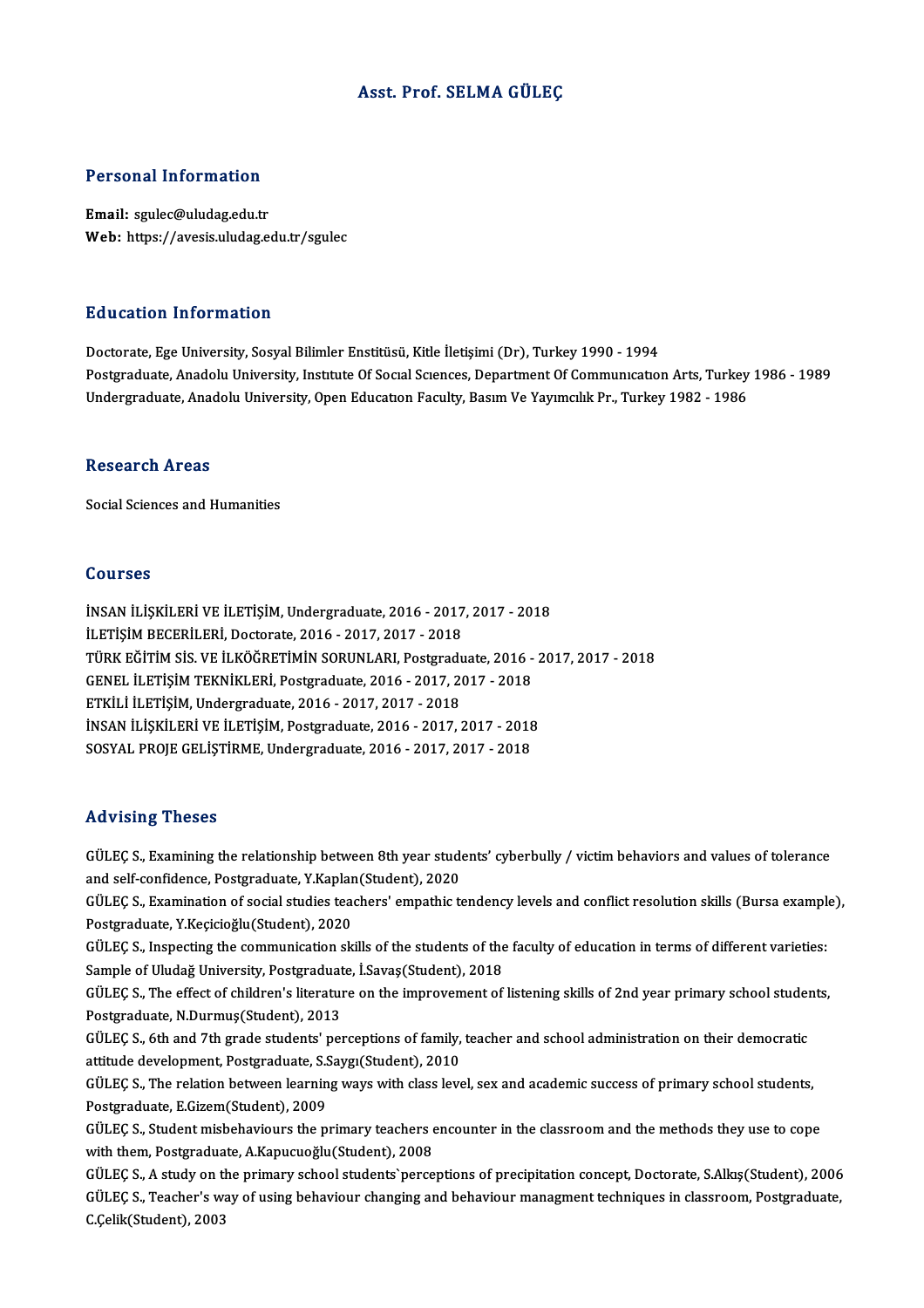# Asst. Prof. SELMA GÜLEÇ

## Personal Information

**Email:** sgulec@uludag.edu.tr
**Web:** https://avesis.uludag.edu.tr/sgulec

## Education Information

Doctorate, Ege University, Sosyal Bilimler Enstitüsü, Kitle İletişimi (Dr), Turkey 1990 - 1994
Postgraduate, Anadolu University, Instıtute Of Socıal Scıences, Department Of Communıcatıon Arts, Turkey 1986 - 1989
Undergraduate, Anadolu University, Open Educatıon Faculty, Basım Ve Yayımcılık Pr., Turkey 1982 - 1986

## Research Areas

Social Sciences and Humanities

## Courses

İNSAN İLİŞKİLERİ VE İLETİŞİM, Undergraduate, 2016 - 2017, 2017 - 2018
İLETİŞİM BECERİLERİ, Doctorate, 2016 - 2017, 2017 - 2018
TÜRK EĞİTİM SİS. VE İLKÖĞRETİMİN SORUNLARI, Postgraduate, 2016 - 2017, 2017 - 2018
GENEL İLETİŞİM TEKNİKLERİ, Postgraduate, 2016 - 2017, 2017 - 2018
ETKİLİ İLETİŞİM, Undergraduate, 2016 - 2017, 2017 - 2018
İNSAN İLİŞKİLERİ VE İLETİŞİM, Postgraduate, 2016 - 2017, 2017 - 2018
SOSYAL PROJE GELİŞTİRME, Undergraduate, 2016 - 2017, 2017 - 2018

## Advising Theses

GÜLEÇ S., Examining the relationship between 8th year students' cyberbully / victim behaviors and values of tolerance and self-confidence, Postgraduate, Y.Kaplan(Student), 2020

GÜLEÇ S., Examination of social studies teachers' empathic tendency levels and conflict resolution skills (Bursa example), Postgraduate, Y.Keçicioğlu(Student), 2020

GÜLEÇ S., Inspecting the communication skills of the students of the faculty of education in terms of different varieties: Sample of Uludağ University, Postgraduate, İ.Savaş(Student), 2018

GÜLEÇ S., The effect of children's literature on the improvement of listening skills of 2nd year primary school students, Postgraduate, N.Durmuş(Student), 2013

GÜLEÇ S., 6th and 7th grade students' perceptions of family, teacher and school administration on their democratic attitude development, Postgraduate, S.Saygı(Student), 2010

GÜLEÇ S., The relation between learning ways with class level, sex and academic success of primary school students, Postgraduate, E.Gizem(Student), 2009

GÜLEÇ S., Student misbehaviours the primary teachers encounter in the classroom and the methods they use to cope with them, Postgraduate, A.Kapucuoğlu(Student), 2008

GÜLEÇ S., A study on the primary school students`perceptions of precipitation concept, Doctorate, S.Alkış(Student), 2006

GÜLEÇ S., Teacher's way of using behaviour changing and behaviour managment techniques in classroom, Postgraduate, C.Çelik(Student), 2003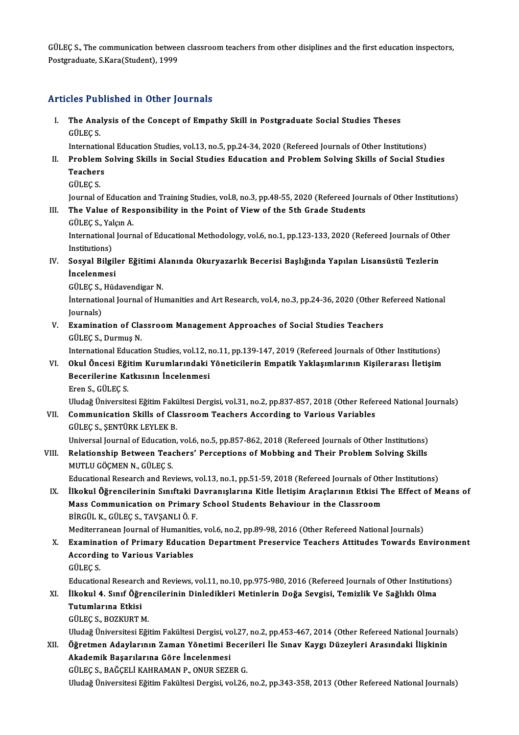GÜLEÇ S., The communication between classroom teachers from other disiplines and the first education inspectors, Postgraduate, S.Kara(Student), 1999

## Articles Published in Other Journals

I. **The Analysis of the Concept of Empathy Skill in Postgraduate Social Studies Theses**
GÜLEÇ S.
International Education Studies, vol.13, no.5, pp.24-34, 2020 (Refereed Journals of Other Institutions)

II. **Problem Solving Skills in Social Studies Education and Problem Solving Skills of Social Studies Teachers**
GÜLEÇ S.
Journal of Education and Training Studies, vol.8, no.3, pp.48-55, 2020 (Refereed Journals of Other Institutions)

III. **The Value of Responsibility in the Point of View of the 5th Grade Students**
GÜLEÇ S., Yalçın A.
International Journal of Educational Methodology, vol.6, no.1, pp.123-133, 2020 (Refereed Journals of Other Institutions)

IV. **Sosyal Bilgiler Eğitimi Alanında Okuryazarlık Becerisi Başlığında Yapılan Lisansüstü Tezlerin İncelenmesi**
GÜLEÇ S., Hüdavendigar N.
İnternational Journal of Humanities and Art Research, vol.4, no.3, pp.24-36, 2020 (Other Refereed National Journals)

V. **Examination of Classroom Management Approaches of Social Studies Teachers**
GÜLEÇ S., Durmuş N.
International Education Studies, vol.12, no.11, pp.139-147, 2019 (Refereed Journals of Other Institutions)

VI. **Okul Öncesi Eğitim Kurumlarındaki Yöneticilerin Empatik Yaklaşımlarının Kişilerarası İletişim Becerilerine Katkısının İncelenmesi**
Eren S., GÜLEÇ S.
Uludağ Üniversitesi Eğitim Fakültesi Dergisi, vol.31, no.2, pp.837-857, 2018 (Other Refereed National Journals)

VII. **Communication Skills of Classroom Teachers According to Various Variables**
GÜLEÇ S., ŞENTÜRK LEYLEK B.
Universal Journal of Education, vol.6, no.5, pp.857-862, 2018 (Refereed Journals of Other Institutions)

VIII. **Relationship Between Teachers' Perceptions of Mobbing and Their Problem Solving Skills**
MUTLU GÖÇMEN N., GÜLEÇ S.
Educational Research and Reviews, vol.13, no.1, pp.51-59, 2018 (Refereed Journals of Other Institutions)

IX. **İlkokul Öğrencilerinin Sınıftaki Davranışlarına Kitle İletişim Araçlarının Etkisi The Effect of Means of Mass Communication on Primary School Students Behaviour in the Classroom**
BİRGÜL K., GÜLEÇ S., TAVŞANLI Ö. F.
Mediterranean Journal of Humanities, vol.6, no.2, pp.89-98, 2016 (Other Refereed National Journals)

X. **Examination of Primary Education Department Preservice Teachers Attitudes Towards Environment According to Various Variables**
GÜLEÇ S.
Educational Research and Reviews, vol.11, no.10, pp.975-980, 2016 (Refereed Journals of Other Institutions)

XI. **İlkokul 4. Sınıf Öğrencilerinin Dinledikleri Metinlerin Doğa Sevgisi, Temizlik Ve Sağlıklı Olma Tutumlarına Etkisi**
GÜLEÇ S., BOZKURT M.
Uludağ Üniversitesi Eğitim Fakültesi Dergisi, vol.27, no.2, pp.453-467, 2014 (Other Refereed National Journals)

XII. **Öğretmen Adaylarının Zaman Yönetimi Becerileri İle Sınav Kaygı Düzeyleri Arasındaki İlişkinin Akademik Başarılarına Göre İncelenmesi**
GÜLEÇ S., BAĞÇELİ KAHRAMAN P., ONUR SEZER G.
Uludağ Üniversitesi Eğitim Fakültesi Dergisi, vol.26, no.2, pp.343-358, 2013 (Other Refereed National Journals)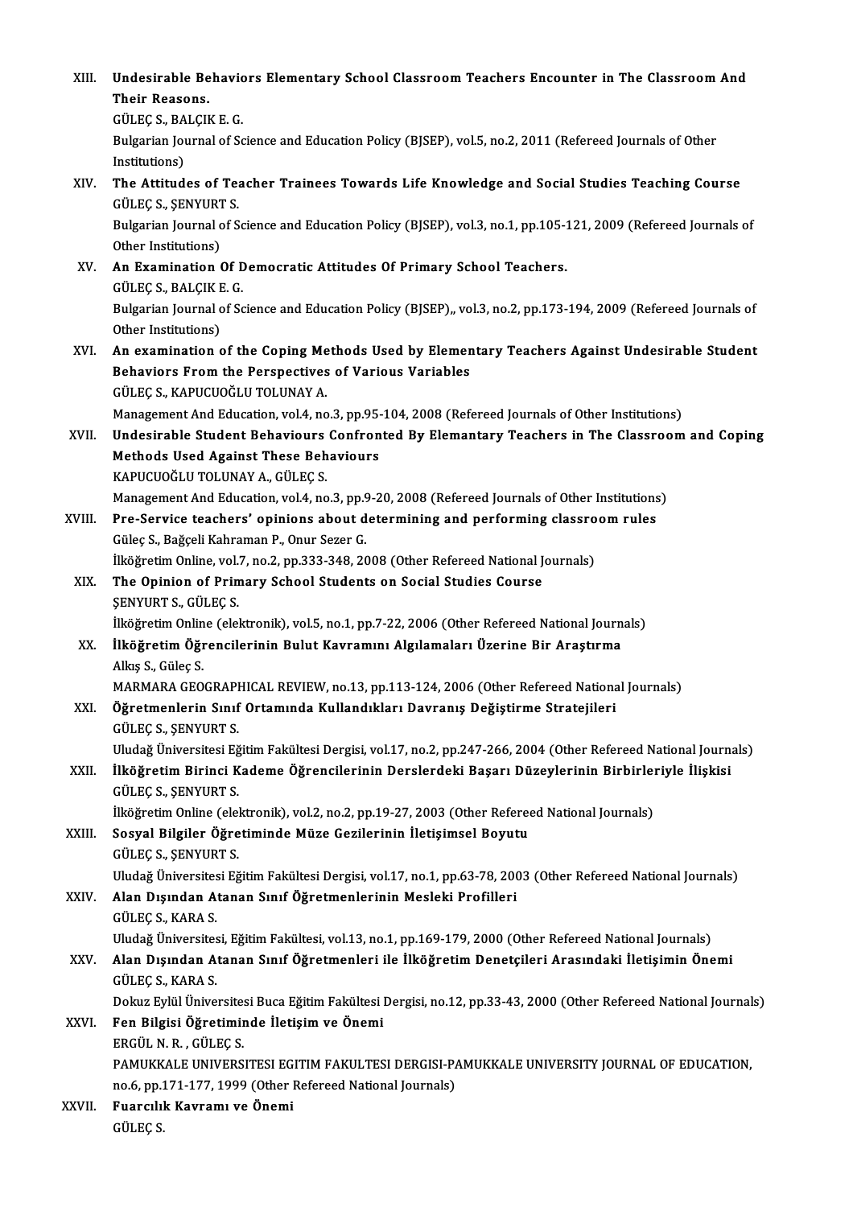XIII. **Undesirable Behaviors Elementary School Classroom Teachers Encounter in The Classroom And Their Reasons.**
GÜLEÇ S., BALÇIK E. G.
Bulgarian Journal of Science and Education Policy (BJSEP), vol.5, no.2, 2011 (Refereed Journals of Other Institutions)

XIV. **The Attitudes of Teacher Trainees Towards Life Knowledge and Social Studies Teaching Course**
GÜLEÇ S., ŞENYURT S.
Bulgarian Journal of Science and Education Policy (BJSEP), vol.3, no.1, pp.105-121, 2009 (Refereed Journals of Other Institutions)

XV. **An Examination Of Democratic Attitudes Of Primary School Teachers.**
GÜLEÇ S., BALÇIK E. G.
Bulgarian Journal of Science and Education Policy (BJSEP),, vol.3, no.2, pp.173-194, 2009 (Refereed Journals of Other Institutions)

XVI. **An examination of the Coping Methods Used by Elementary Teachers Against Undesirable Student Behaviors From the Perspectives of Various Variables**
GÜLEÇ S., KAPUCUOĞLU TOLUNAY A.
Management And Education, vol.4, no.3, pp.95-104, 2008 (Refereed Journals of Other Institutions)

XVII. **Undesirable Student Behaviours Confronted By Elemantary Teachers in The Classroom and Coping Methods Used Against These Behaviours**
KAPUCUOĞLU TOLUNAY A., GÜLEÇ S.
Management And Education, vol.4, no.3, pp.9-20, 2008 (Refereed Journals of Other Institutions)

XVIII. **Pre-Service teachers' opinions about determining and performing classroom rules**
Güleç S., Bağçeli Kahraman P., Onur Sezer G.
İlköğretim Online, vol.7, no.2, pp.333-348, 2008 (Other Refereed National Journals)

XIX. **The Opinion of Primary School Students on Social Studies Course**
ŞENYURT S., GÜLEÇ S.
İlköğretim Online (elektronik), vol.5, no.1, pp.7-22, 2006 (Other Refereed National Journals)

XX. **İlköğretim Öğrencilerinin Bulut Kavramını Algılamaları Üzerine Bir Araştırma**
Alkış S., Güleç S.
MARMARA GEOGRAPHICAL REVIEW, no.13, pp.113-124, 2006 (Other Refereed National Journals)

XXI. **Öğretmenlerin Sınıf Ortamında Kullandıkları Davranış Değiştirme Stratejileri**
GÜLEÇ S., ŞENYURT S.
Uludağ Üniversitesi Eğitim Fakültesi Dergisi, vol.17, no.2, pp.247-266, 2004 (Other Refereed National Journals)

XXII. **İlköğretim Birinci Kademe Öğrencilerinin Derslerdeki Başarı Düzeylerinin Birbirleriyle İlişkisi**
GÜLEÇ S., ŞENYURT S.
İlköğretim Online (elektronik), vol.2, no.2, pp.19-27, 2003 (Other Refereed National Journals)

XXIII. **Sosyal Bilgiler Öğretiminde Müze Gezilerinin İletişimsel Boyutu**
GÜLEÇ S., ŞENYURT S.
Uludağ Üniversitesi Eğitim Fakültesi Dergisi, vol.17, no.1, pp.63-78, 2003 (Other Refereed National Journals)

XXIV. **Alan Dışından Atanan Sınıf Öğretmenlerinin Mesleki Profilleri**
GÜLEÇ S., KARA S.
Uludağ Üniversitesi, Eğitim Fakültesi, vol.13, no.1, pp.169-179, 2000 (Other Refereed National Journals)

XXV. **Alan Dışından Atanan Sınıf Öğretmenleri ile İlköğretim Denetçileri Arasındaki İletişimin Önemi**
GÜLEÇ S., KARA S.
Dokuz Eylül Üniversitesi Buca Eğitim Fakültesi Dergisi, no.12, pp.33-43, 2000 (Other Refereed National Journals)

XXVI. **Fen Bilgisi Öğretiminde İletişim ve Önemi**
ERGÜL N. R. , GÜLEÇ S.
PAMUKKALE UNIVERSITESI EGITIM FAKULTESI DERGISI-PAMUKKALE UNIVERSITY JOURNAL OF EDUCATION, no.6, pp.171-177, 1999 (Other Refereed National Journals)

XXVII. **Fuarcılık Kavramı ve Önemi**
GÜLEÇ S.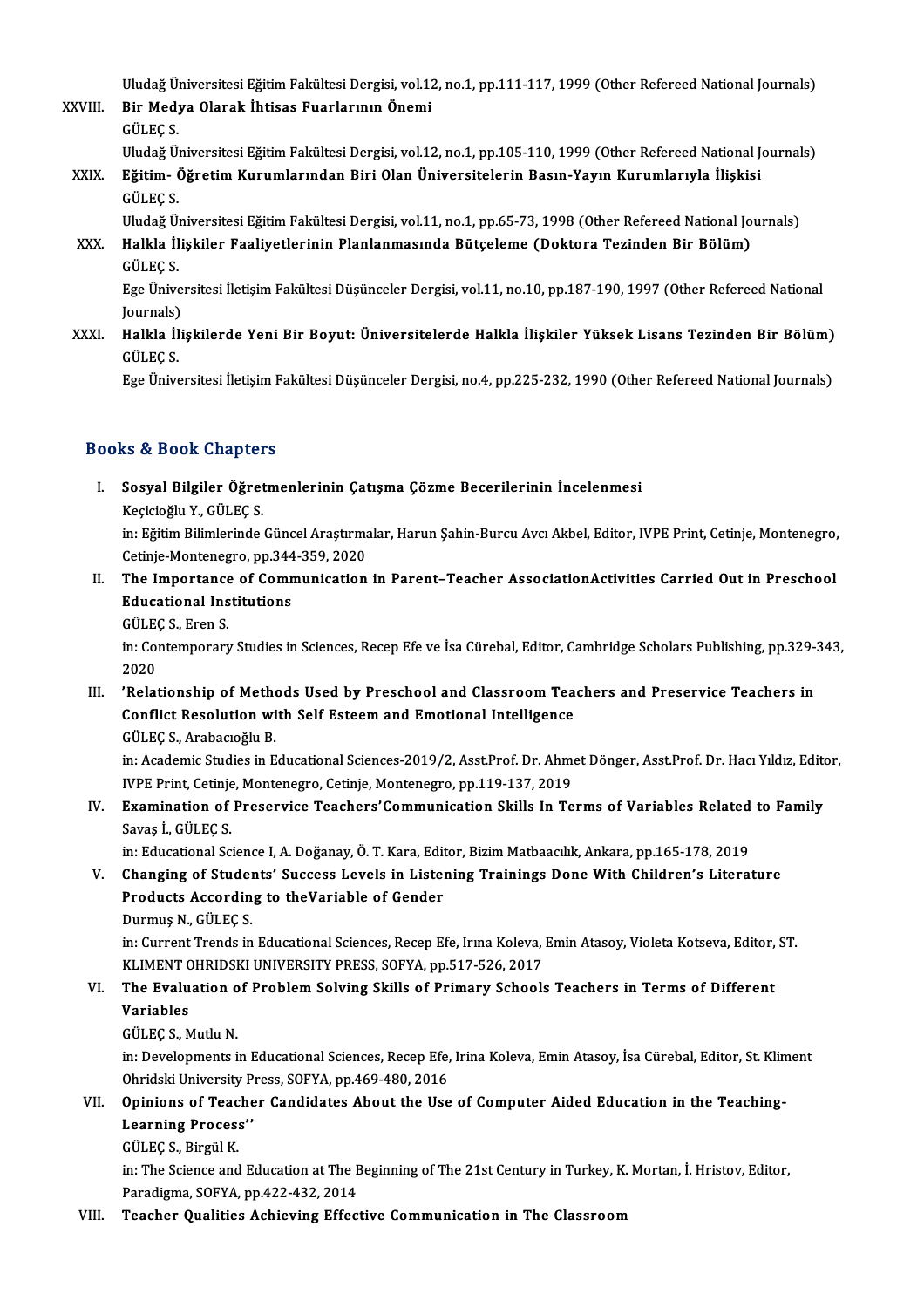Uludağ Üniversitesi Eğitim Fakültesi Dergisi, vol.12, no.1, pp.111-117, 1999 (Other Refereed National Journals)

XXVIII. **Bir Medya Olarak İhtisas Fuarlarının Önemi**
GÜLEÇ S.
Uludağ Üniversitesi Eğitim Fakültesi Dergisi, vol.12, no.1, pp.105-110, 1999 (Other Refereed National Journals)

XXIX. **Eğitim- Öğretim Kurumlarından Biri Olan Üniversitelerin Basın-Yayın Kurumlarıyla İlişkisi**
GÜLEÇ S.
Uludağ Üniversitesi Eğitim Fakültesi Dergisi, vol.11, no.1, pp.65-73, 1998 (Other Refereed National Journals)

XXX. **Halkla İlişkiler Faaliyetlerinin Planlanmasında Bütçeleme (Doktora Tezinden Bir Bölüm)**
GÜLEÇ S.
Ege Üniversitesi İletişim Fakültesi Düşünceler Dergisi, vol.11, no.10, pp.187-190, 1997 (Other Refereed National Journals)

XXXI. **Halkla İlişkilerde Yeni Bir Boyut: Üniversitelerde Halkla İlişkiler Yüksek Lisans Tezinden Bir Bölüm)**
GÜLEÇ S.
Ege Üniversitesi İletişim Fakültesi Düşünceler Dergisi, no.4, pp.225-232, 1990 (Other Refereed National Journals)

## Books & Book Chapters

I. **Sosyal Bilgiler Öğretmenlerinin Çatışma Çözme Becerilerinin İncelenmesi**
Keçicioğlu Y., GÜLEÇ S.
in: Eğitim Bilimlerinde Güncel Araştırmalar, Harun Şahin-Burcu Avcı Akbel, Editor, IVPE Print, Cetinje, Montenegro, Cetinje-Montenegro, pp.344-359, 2020

II. **The Importance of Communication in Parent–Teacher AssociationActivities Carried Out in Preschool Educational Institutions**
GÜLEÇ S., Eren S.
in: Contemporary Studies in Sciences, Recep Efe ve İsa Cürebal, Editor, Cambridge Scholars Publishing, pp.329-343, 2020

III. **'Relationship of Methods Used by Preschool and Classroom Teachers and Preservice Teachers in Conflict Resolution with Self Esteem and Emotional Intelligence**
GÜLEÇ S., Arabacıoğlu B.
in: Academic Studies in Educational Sciences-2019/2, Asst.Prof. Dr. Ahmet Dönger, Asst.Prof. Dr. Hacı Yıldız, Editor, IVPE Print, Cetinje, Montenegro, Cetinje, Montenegro, pp.119-137, 2019

IV. **Examination of Preservice Teachers'Communication Skills In Terms of Variables Related to Family**
Savaş İ., GÜLEÇ S.
in: Educational Science I, A. Doğanay, Ö. T. Kara, Editor, Bizim Matbaacılık, Ankara, pp.165-178, 2019

V. **Changing of Students' Success Levels in Listening Trainings Done With Children's Literature Products According to theVariable of Gender**
Durmuş N., GÜLEÇ S.
in: Current Trends in Educational Sciences, Recep Efe, Irına Koleva, Emin Atasoy, Violeta Kotseva, Editor, ST. KLIMENT OHRIDSKI UNIVERSITY PRESS, SOFYA, pp.517-526, 2017

VI. **The Evaluation of Problem Solving Skills of Primary Schools Teachers in Terms of Different Variables**
GÜLEÇ S., Mutlu N.
in: Developments in Educational Sciences, Recep Efe, Irina Koleva, Emin Atasoy, İsa Cürebal, Editor, St. Kliment Ohridski University Press, SOFYA, pp.469-480, 2016

VII. **Opinions of Teacher Candidates About the Use of Computer Aided Education in the Teaching-Learning Process''**
GÜLEÇ S., Birgül K.
in: The Science and Education at The Beginning of The 21st Century in Turkey, K. Mortan, İ. Hristov, Editor, Paradigma, SOFYA, pp.422-432, 2014

VIII. **Teacher Qualities Achieving Effective Communication in The Classroom**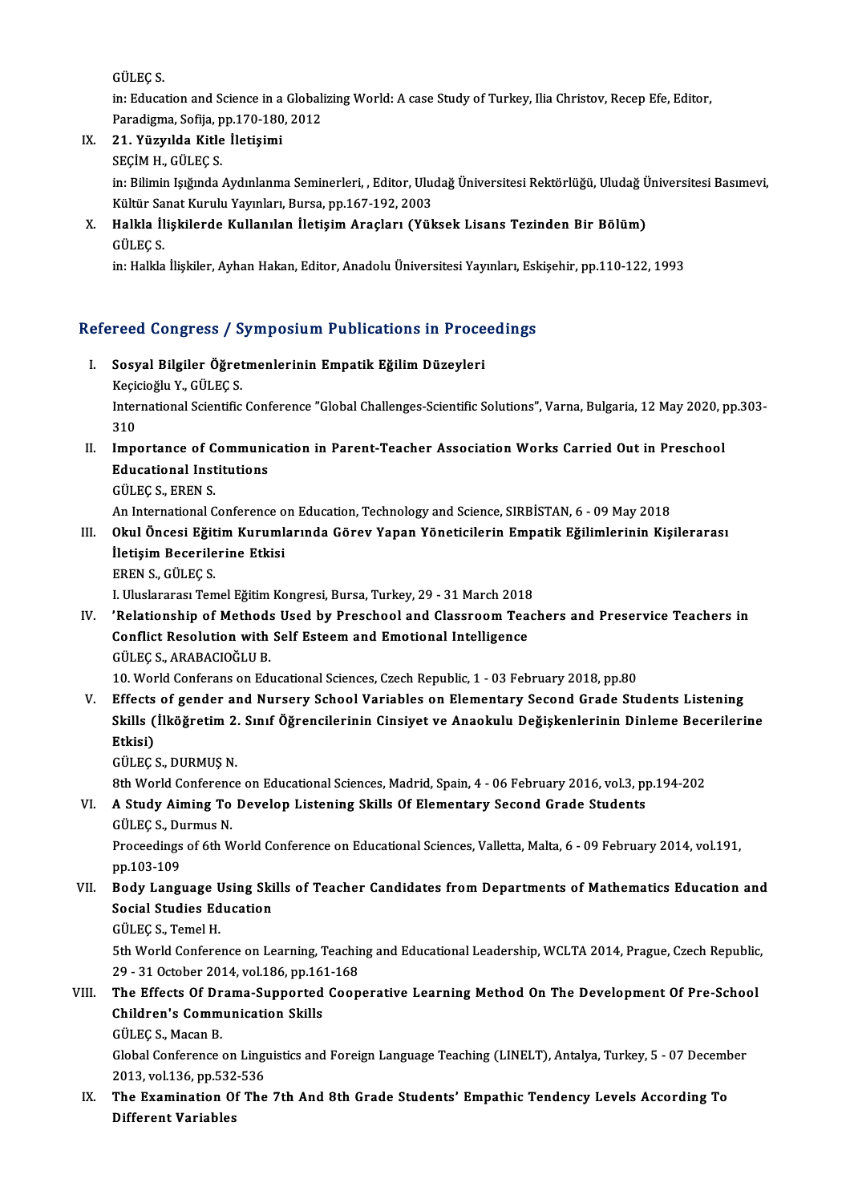GÜLEÇ S.
in: Education and Science in a Globalizing World: A case Study of Turkey, Ilia Christov, Recep Efe, Editor, Paradigma, Sofija, pp.170-180, 2012

IX. **21. Yüzyılda Kitle İletişimi**
SEÇİM H., GÜLEÇ S.
in: Bilimin Işığında Aydınlanma Seminerleri, , Editor, Uludağ Üniversitesi Rektörlüğü, Uludağ Üniversitesi Basımevi, Kültür Sanat Kurulu Yayınları, Bursa, pp.167-192, 2003

X. **Halkla İlişkilerde Kullanılan İletişim Araçları (Yüksek Lisans Tezinden Bir Bölüm)**
GÜLEÇ S.
in: Halkla İlişkiler, Ayhan Hakan, Editor, Anadolu Üniversitesi Yayınları, Eskişehir, pp.110-122, 1993

## Refereed Congress / Symposium Publications in Proceedings

I. **Sosyal Bilgiler Öğretmenlerinin Empatik Eğilim Düzeyleri**
Keçicioğlu Y., GÜLEÇ S.
International Scientific Conference "Global Challenges-Scientific Solutions", Varna, Bulgaria, 12 May 2020, pp.303-310

II. **Importance of Communication in Parent-Teacher Association Works Carried Out in Preschool Educational Institutions**
GÜLEÇ S., EREN S.
An International Conference on Education, Technology and Science, SIRBİSTAN, 6 - 09 May 2018

III. **Okul Öncesi Eğitim Kurumlarında Görev Yapan Yöneticilerin Empatik Eğilimlerinin Kişilerarası İletişim Becerilerine Etkisi**
EREN S., GÜLEÇ S.
I. Uluslararası Temel Eğitim Kongresi, Bursa, Turkey, 29 - 31 March 2018

IV. **'Relationship of Methods Used by Preschool and Classroom Teachers and Preservice Teachers in Conflict Resolution with Self Esteem and Emotional Intelligence**
GÜLEÇ S., ARABACIOĞLU B.
10. World Conferans on Educational Sciences, Czech Republic, 1 - 03 February 2018, pp.80

V. **Effects of gender and Nursery School Variables on Elementary Second Grade Students Listening Skills (İlköğretim 2. Sınıf Öğrencilerinin Cinsiyet ve Anaokulu Değişkenlerinin Dinleme Becerilerine Etkisi)**
GÜLEÇ S., DURMUŞ N.
8th World Conference on Educational Sciences, Madrid, Spain, 4 - 06 February 2016, vol.3, pp.194-202

VI. **A Study Aiming To Develop Listening Skills Of Elementary Second Grade Students**
GÜLEÇ S., Durmus N.
Proceedings of 6th World Conference on Educational Sciences, Valletta, Malta, 6 - 09 February 2014, vol.191, pp.103-109

VII. **Body Language Using Skills of Teacher Candidates from Departments of Mathematics Education and Social Studies Education**
GÜLEÇ S., Temel H.
5th World Conference on Learning, Teaching and Educational Leadership, WCLTA 2014, Prague, Czech Republic, 29 - 31 October 2014, vol.186, pp.161-168

VIII. **The Effects Of Drama-Supported Cooperative Learning Method On The Development Of Pre-School Children's Communication Skills**
GÜLEÇ S., Macan B.
Global Conference on Linguistics and Foreign Language Teaching (LINELT), Antalya, Turkey, 5 - 07 December 2013, vol.136, pp.532-536

IX. **The Examination Of The 7th And 8th Grade Students' Empathic Tendency Levels According To Different Variables**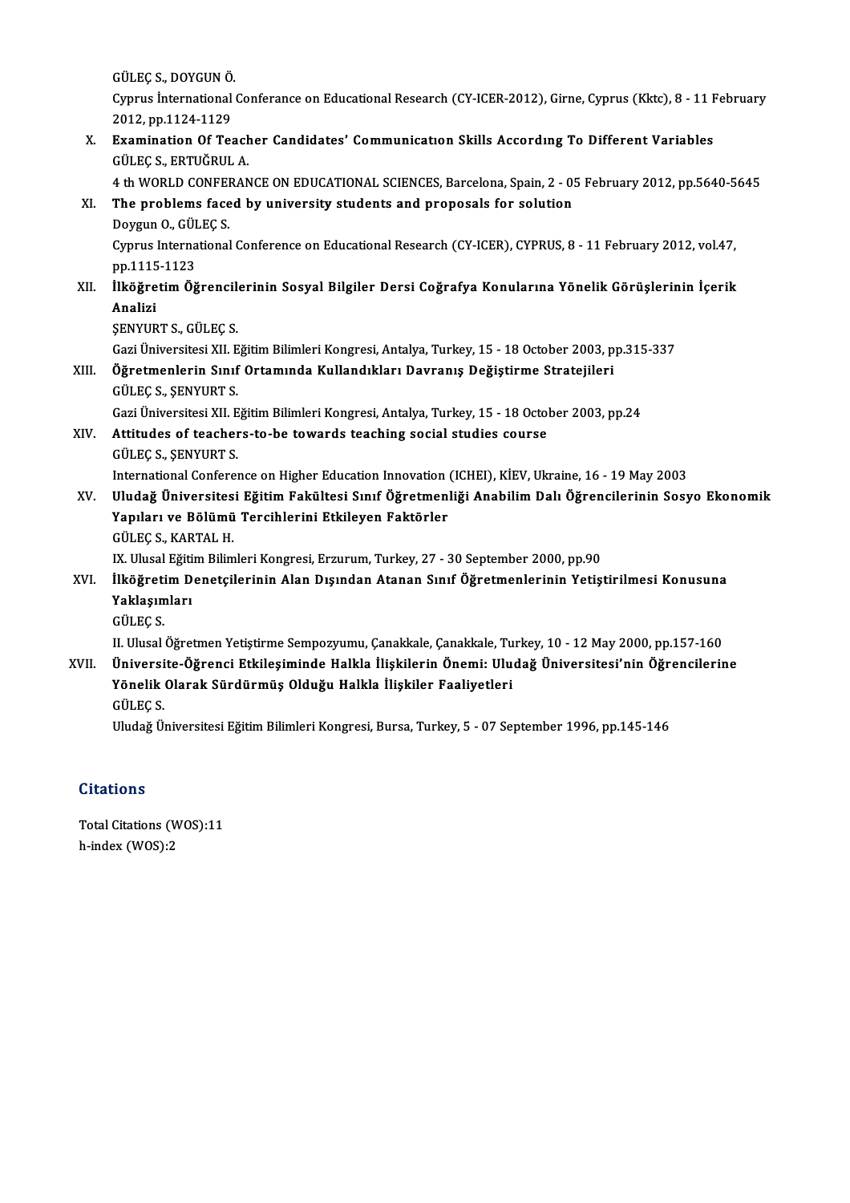GÜLEÇ S., DOYGUN Ö.
Cyprus İnternational Conferance on Educational Research (CY-ICER-2012), Girne, Cyprus (Kktc), 8 - 11 February 2012, pp.1124-1129

X. **Examination Of Teacher Candidates' Communicatıon Skills Accordıng To Different Variables**
GÜLEÇ S., ERTUĞRUL A.
4 th WORLD CONFERANCE ON EDUCATIONAL SCIENCES, Barcelona, Spain, 2 - 05 February 2012, pp.5640-5645

XI. **The problems faced by university students and proposals for solution**
Doygun O., GÜLEÇ S.
Cyprus International Conference on Educational Research (CY-ICER), CYPRUS, 8 - 11 February 2012, vol.47, pp.1115-1123

XII. **İlköğretim Öğrencilerinin Sosyal Bilgiler Dersi Coğrafya Konularına Yönelik Görüşlerinin İçerik Analizi**
ŞENYURT S., GÜLEÇ S.
Gazi Üniversitesi XII. Eğitim Bilimleri Kongresi, Antalya, Turkey, 15 - 18 October 2003, pp.315-337

XIII. **Öğretmenlerin Sınıf Ortamında Kullandıkları Davranış Değiştirme Stratejileri**
GÜLEÇ S., ŞENYURT S.
Gazi Üniversitesi XII. Eğitim Bilimleri Kongresi, Antalya, Turkey, 15 - 18 October 2003, pp.24

XIV. **Attitudes of teachers-to-be towards teaching social studies course**
GÜLEÇ S., ŞENYURT S.
International Conference on Higher Education Innovation (ICHEI), KİEV, Ukraine, 16 - 19 May 2003

XV. **Uludağ Üniversitesi Eğitim Fakültesi Sınıf Öğretmenliği Anabilim Dalı Öğrencilerinin Sosyo Ekonomik Yapıları ve Bölümü Tercihlerini Etkileyen Faktörler**
GÜLEÇ S., KARTAL H.
IX. Ulusal Eğitim Bilimleri Kongresi, Erzurum, Turkey, 27 - 30 September 2000, pp.90

XVI. **İlköğretim Denetçilerinin Alan Dışından Atanan Sınıf Öğretmenlerinin Yetiştirilmesi Konusuna Yaklaşımları**
GÜLEÇ S.
II. Ulusal Öğretmen Yetiştirme Sempozyumu, Çanakkale, Çanakkale, Turkey, 10 - 12 May 2000, pp.157-160

XVII. **Üniversite-Öğrenci Etkileşiminde Halkla İlişkilerin Önemi: Uludağ Üniversitesi'nin Öğrencilerine Yönelik Olarak Sürdürmüş Olduğu Halkla İlişkiler Faaliyetleri**
GÜLEÇ S.
Uludağ Üniversitesi Eğitim Bilimleri Kongresi, Bursa, Turkey, 5 - 07 September 1996, pp.145-146

## Citations

Total Citations (WOS):11
h-index (WOS):2